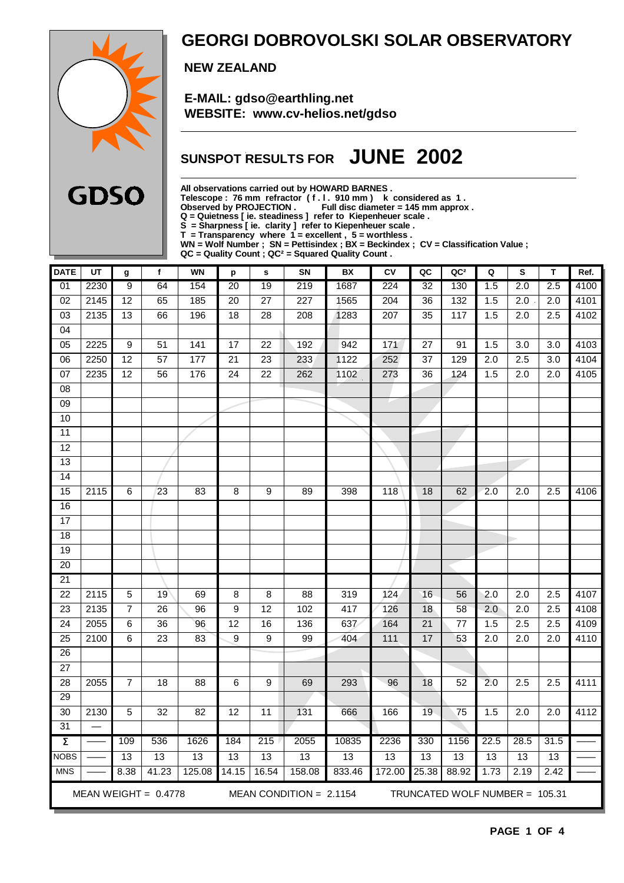# GEORGI DOBROVOLSKI SOLAR OBSERVATORY

**GDSO**

**NEW ZEALAND**

**E-MAIL: gdso@earthling.net**
**WEBSITE: www.cv-helios.net/gdso**

## SUNSPOT RESULTS FOR JUNE 2002

**All observations carried out by HOWARD BARNES .**
**Telescope : 76 mm refractor ( f . l . 910 mm ) k considered as 1 .**
**Observed by PROJECTION . Full disc diameter = 145 mm approx .**
**Q = Quietness [ ie. steadiness ] refer to Kiepenheuer scale .**
**S = Sharpness [ ie. clarity ] refer to Kiepenheuer scale .**
**T = Transparency where 1 = excellent , 5 = worthless .**
**WN = Wolf Number ; SN = Pettisindex ; BX = Beckindex ; CV = Classification Value ;**
**QC = Quality Count ; QC² = Squared Quality Count .**

| DATE | UT | g | f | WN | p | s | SN | BX | CV | QC | QC² | Q | S | T | Ref. |
|---|---|---|---|---|---|---|---|---|---|---|---|---|---|---|---|
| 01 | 2230 | 9 | 64 | 154 | 20 | 19 | 219 | 1687 | 224 | 32 | 130 | 1.5 | 2.0 | 2.5 | 4100 |
| 02 | 2145 | 12 | 65 | 185 | 20 | 27 | 227 | 1565 | 204 | 36 | 132 | 1.5 | 2.0 | 2.0 | 4101 |
| 03 | 2135 | 13 | 66 | 196 | 18 | 28 | 208 | 1283 | 207 | 35 | 117 | 1.5 | 2.0 | 2.5 | 4102 |
| 04 | | | | | | | | | | | | | | | |
| 05 | 2225 | 9 | 51 | 141 | 17 | 22 | 192 | 942 | 171 | 27 | 91 | 1.5 | 3.0 | 3.0 | 4103 |
| 06 | 2250 | 12 | 57 | 177 | 21 | 23 | 233 | 1122 | 252 | 37 | 129 | 2.0 | 2.5 | 3.0 | 4104 |
| 07 | 2235 | 12 | 56 | 176 | 24 | 22 | 262 | 1102 | 273 | 36 | 124 | 1.5 | 2.0 | 2.0 | 4105 |
| 08 | | | | | | | | | | | | | | | |
| 09 | | | | | | | | | | | | | | | |
| 10 | | | | | | | | | | | | | | | |
| 11 | | | | | | | | | | | | | | | |
| 12 | | | | | | | | | | | | | | | |
| 13 | | | | | | | | | | | | | | | |
| 14 | | | | | | | | | | | | | | | |
| 15 | 2115 | 6 | 23 | 83 | 8 | 9 | 89 | 398 | 118 | 18 | 62 | 2.0 | 2.0 | 2.5 | 4106 |
| 16 | | | | | | | | | | | | | | | |
| 17 | | | | | | | | | | | | | | | |
| 18 | | | | | | | | | | | | | | | |
| 19 | | | | | | | | | | | | | | | |
| 20 | | | | | | | | | | | | | | | |
| 21 | | | | | | | | | | | | | | | |
| 22 | 2115 | 5 | 19 | 69 | 8 | 8 | 88 | 319 | 124 | 16 | 56 | 2.0 | 2.0 | 2.5 | 4107 |
| 23 | 2135 | 7 | 26 | 96 | 9 | 12 | 102 | 417 | 126 | 18 | 58 | 2.0 | 2.0 | 2.5 | 4108 |
| 24 | 2055 | 6 | 36 | 96 | 12 | 16 | 136 | 637 | 164 | 21 | 77 | 1.5 | 2.5 | 2.5 | 4109 |
| 25 | 2100 | 6 | 23 | 83 | 9 | 9 | 99 | 404 | 111 | 17 | 53 | 2.0 | 2.0 | 2.0 | 4110 |
| 26 | | | | | | | | | | | | | | | |
| 27 | | | | | | | | | | | | | | | |
| 28 | 2055 | 7 | 18 | 88 | 6 | 9 | 69 | 293 | 96 | 18 | 52 | 2.0 | 2.5 | 2.5 | 4111 |
| 29 | | | | | | | | | | | | | | | |
| 30 | 2130 | 5 | 32 | 82 | 12 | 11 | 131 | 666 | 166 | 19 | 75 | 1.5 | 2.0 | 2.0 | 4112 |
| 31 | — | | | | | | | | | | | | | | |
| Σ | — | 109 | 536 | 1626 | 184 | 215 | 2055 | 10835 | 2236 | 330 | 1156 | 22.5 | 28.5 | 31.5 | — |
| NOBS | — | 13 | 13 | 13 | 13 | 13 | 13 | 13 | 13 | 13 | 13 | 13 | 13 | 13 | — |
| MNS | — | 8.38 | 41.23 | 125.08 | 14.15 | 16.54 | 158.08 | 833.46 | 172.00 | 25.38 | 88.92 | 1.73 | 2.19 | 2.42 | — |

MEAN WEIGHT = 0.4778    MEAN CONDITION = 2.1154    TRUNCATED WOLF NUMBER = 105.31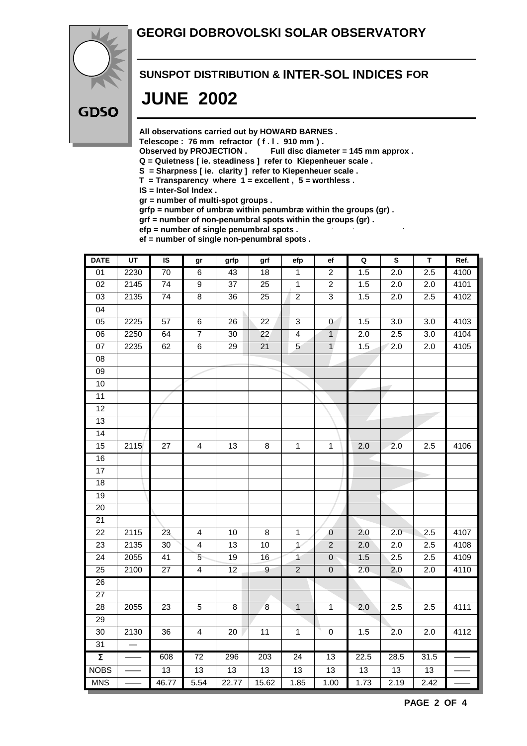# GEORGI DOBROVOLSKI SOLAR OBSERVATORY

GDSO

## SUNSPOT DISTRIBUTION & INTER-SOL INDICES FOR

# JUNE 2002

**All observations carried out by HOWARD BARNES .**
**Telescope : 76 mm refractor ( f . l . 910 mm ) .**
**Observed by PROJECTION . Full disc diameter = 145 mm approx .**
**Q = Quietness [ ie. steadiness ] refer to Kiepenheuer scale .**
**S = Sharpness [ ie. clarity ] refer to Kiepenheuer scale .**
**T = Transparency where 1 = excellent , 5 = worthless .**
**IS = Inter-Sol Index .**
**gr = number of multi-spot groups .**
**grfp = number of umbræ within penumbræ within the groups (gr) .**
**grf = number of non-penumbral spots within the groups (gr) .**
**efp = number of single penumbral spots .**
**ef = number of single non-penumbral spots .**

| DATE | UT | IS | gr | grfp | grf | efp | ef | Q | S | T | Ref. |
|---|---|---|---|---|---|---|---|---|---|---|---|
| 01 | 2230 | 70 | 6 | 43 | 18 | 1 | 2 | 1.5 | 2.0 | 2.5 | 4100 |
| 02 | 2145 | 74 | 9 | 37 | 25 | 1 | 2 | 1.5 | 2.0 | 2.0 | 4101 |
| 03 | 2135 | 74 | 8 | 36 | 25 | 2 | 3 | 1.5 | 2.0 | 2.5 | 4102 |
| 04 | | | | | | | | | | | |
| 05 | 2225 | 57 | 6 | 26 | 22 | 3 | 0 | 1.5 | 3.0 | 3.0 | 4103 |
| 06 | 2250 | 64 | 7 | 30 | 22 | 4 | 1 | 2.0 | 2.5 | 3.0 | 4104 |
| 07 | 2235 | 62 | 6 | 29 | 21 | 5 | 1 | 1.5 | 2.0 | 2.0 | 4105 |
| 08 | | | | | | | | | | | |
| 09 | | | | | | | | | | | |
| 10 | | | | | | | | | | | |
| 11 | | | | | | | | | | | |
| 12 | | | | | | | | | | | |
| 13 | | | | | | | | | | | |
| 14 | | | | | | | | | | | |
| 15 | 2115 | 27 | 4 | 13 | 8 | 1 | 1 | 2.0 | 2.0 | 2.5 | 4106 |
| 16 | | | | | | | | | | | |
| 17 | | | | | | | | | | | |
| 18 | | | | | | | | | | | |
| 19 | | | | | | | | | | | |
| 20 | | | | | | | | | | | |
| 21 | | | | | | | | | | | |
| 22 | 2115 | 23 | 4 | 10 | 8 | 1 | 0 | 2.0 | 2.0 | 2.5 | 4107 |
| 23 | 2135 | 30 | 4 | 13 | 10 | 1 | 2 | 2.0 | 2.0 | 2.5 | 4108 |
| 24 | 2055 | 41 | 5 | 19 | 16 | 1 | 0 | 1.5 | 2.5 | 2.5 | 4109 |
| 25 | 2100 | 27 | 4 | 12 | 9 | 2 | 0 | 2.0 | 2.0 | 2.0 | 4110 |
| 26 | | | | | | | | | | | |
| 27 | | | | | | | | | | | |
| 28 | 2055 | 23 | 5 | 8 | 8 | 1 | 1 | 2.0 | 2.5 | 2.5 | 4111 |
| 29 | | | | | | | | | | | |
| 30 | 2130 | 36 | 4 | 20 | 11 | 1 | 0 | 1.5 | 2.0 | 2.0 | 4112 |
| 31 | — | | | | | | | | | | |
| Σ | —— | 608 | 72 | 296 | 203 | 24 | 13 | 22.5 | 28.5 | 31.5 | —— |
| NOBS | —— | 13 | 13 | 13 | 13 | 13 | 13 | 13 | 13 | 13 | —— |
| MNS | —— | 46.77 | 5.54 | 22.77 | 15.62 | 1.85 | 1.00 | 1.73 | 2.19 | 2.42 | —— |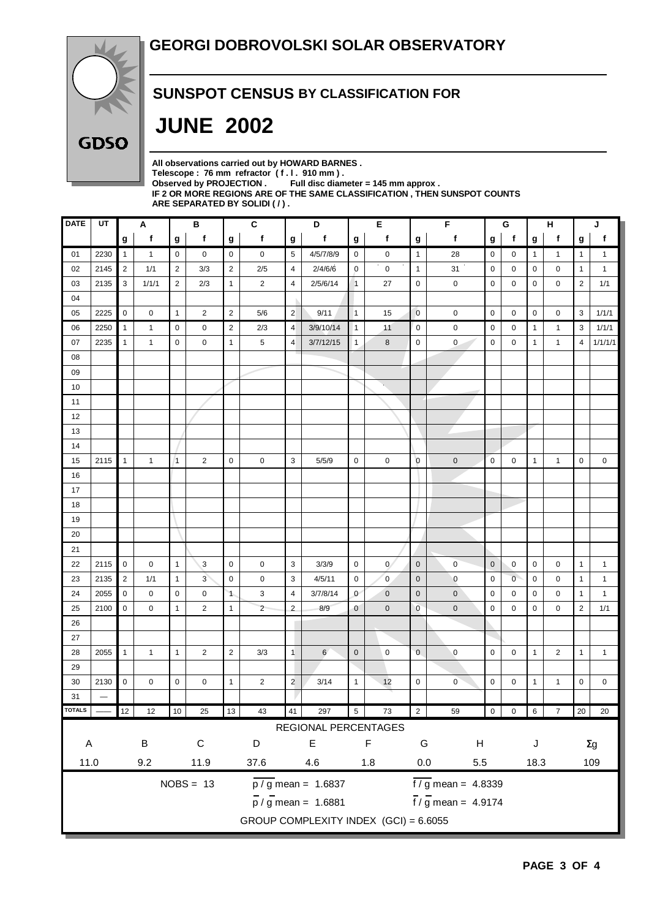# GEORGI DOBROVOLSKI SOLAR OBSERVATORY

GDSO

## SUNSPOT CENSUS BY CLASSIFICATION FOR

## JUNE 2002

**All observations carried out by HOWARD BARNES .**
**Telescope : 76 mm refractor ( f . l . 910 mm ) .**
**Observed by PROJECTION . Full disc diameter = 145 mm approx .**
**IF 2 OR MORE REGIONS ARE OF THE SAME CLASSIFICATION , THEN SUNSPOT COUNTS ARE SEPARATED BY SOLIDI ( / ) .**

| DATE | UT | A | | B | | C | | D | | E | | F | | G | | H | | J | |
|---|---|---|---|---|---|---|---|---|---|---|---|---|---|---|---|---|---|---|---|
| | | g | f | g | f | g | f | g | f | g | f | g | f | g | f | g | f | g | f |
| 01 | 2230 | 1 | 1 | 0 | 0 | 0 | 0 | 5 | 4/5/7/8/9 | 0 | 0 | 1 | 28 | 0 | 0 | 1 | 1 | 1 | 1 |
| 02 | 2145 | 2 | 1/1 | 2 | 3/3 | 2 | 2/5 | 4 | 2/4/6/6 | 0 | 0 | 1 | 31 | 0 | 0 | 0 | 0 | 1 | 1 |
| 03 | 2135 | 3 | 1/1/1 | 2 | 2/3 | 1 | 2 | 4 | 2/5/6/14 | 1 | 27 | 0 | 0 | 0 | 0 | 0 | 0 | 2 | 1/1 |
| 04 | | | | | | | | | | | | | | | | | | | |
| 05 | 2225 | 0 | 0 | 1 | 2 | 2 | 5/6 | 2 | 9/11 | 1 | 15 | 0 | 0 | 0 | 0 | 0 | 0 | 3 | 1/1/1 |
| 06 | 2250 | 1 | 1 | 0 | 0 | 2 | 2/3 | 4 | 3/9/10/14 | 1 | 11 | 0 | 0 | 0 | 0 | 1 | 1 | 3 | 1/1/1 |
| 07 | 2235 | 1 | 1 | 0 | 0 | 1 | 5 | 4 | 3/7/12/15 | 1 | 8 | 0 | 0 | 0 | 0 | 1 | 1 | 4 | 1/1/1/1 |
| 08 | | | | | | | | | | | | | | | | | | | |
| 09 | | | | | | | | | | | | | | | | | | | |
| 10 | | | | | | | | | | | | | | | | | | | |
| 11 | | | | | | | | | | | | | | | | | | | |
| 12 | | | | | | | | | | | | | | | | | | | |
| 13 | | | | | | | | | | | | | | | | | | | |
| 14 | | | | | | | | | | | | | | | | | | | |
| 15 | 2115 | 1 | 1 | 1 | 2 | 0 | 0 | 3 | 5/5/9 | 0 | 0 | 0 | 0 | 0 | 0 | 1 | 1 | 0 | 0 |
| 16 | | | | | | | | | | | | | | | | | | | |
| 17 | | | | | | | | | | | | | | | | | | | |
| 18 | | | | | | | | | | | | | | | | | | | |
| 19 | | | | | | | | | | | | | | | | | | | |
| 20 | | | | | | | | | | | | | | | | | | | |
| 21 | | | | | | | | | | | | | | | | | | | |
| 22 | 2115 | 0 | 0 | 1 | 3 | 0 | 0 | 3 | 3/3/9 | 0 | 0 | 0 | 0 | 0 | 0 | 0 | 0 | 1 | 1 |
| 23 | 2135 | 2 | 1/1 | 1 | 3 | 0 | 0 | 3 | 4/5/11 | 0 | 0 | 0 | 0 | 0 | 0 | 0 | 0 | 1 | 1 |
| 24 | 2055 | 0 | 0 | 0 | 0 | 1 | 3 | 4 | 3/7/8/14 | 0 | 0 | 0 | 0 | 0 | 0 | 0 | 0 | 1 | 1 |
| 25 | 2100 | 0 | 0 | 1 | 2 | 1 | 2 | 2 | 8/9 | 0 | 0 | 0 | 0 | 0 | 0 | 0 | 0 | 2 | 1/1 |
| 26 | | | | | | | | | | | | | | | | | | | |
| 27 | | | | | | | | | | | | | | | | | | | |
| 28 | 2055 | 1 | 1 | 1 | 2 | 2 | 3/3 | 1 | 6 | 0 | 0 | 0 | 0 | 0 | 0 | 1 | 2 | 1 | 1 |
| 29 | | | | | | | | | | | | | | | | | | | |
| 30 | 2130 | 0 | 0 | 0 | 0 | 1 | 2 | 2 | 3/14 | 1 | 12 | 0 | 0 | 0 | 0 | 1 | 1 | 0 | 0 |
| 31 | — | | | | | | | | | | | | | | | | | | |
| TOTALS | —— | 12 | 12 | 10 | 25 | 13 | 43 | 41 | 297 | 5 | 73 | 2 | 59 | 0 | 0 | 6 | 7 | 20 | 20 |

REGIONAL PERCENTAGES

| A | B | C | D | E | F | G | H | J | Σg |
|---|---|---|---|---|---|---|---|---|---|
| 11.0 | 9.2 | 11.9 | 37.6 | 4.6 | 1.8 | 0.0 | 5.5 | 18.3 | 109 |

NOBS = 13

$\overline{p} / \overline{g}$ mean = 1.6837 $\qquad \overline{f} / \overline{g}$ mean = 4.8339

$\overline{p / g}$ mean = 1.6881 $\qquad \overline{f / g}$ mean = 4.9174

GROUP COMPLEXITY INDEX (GCI) = 6.6055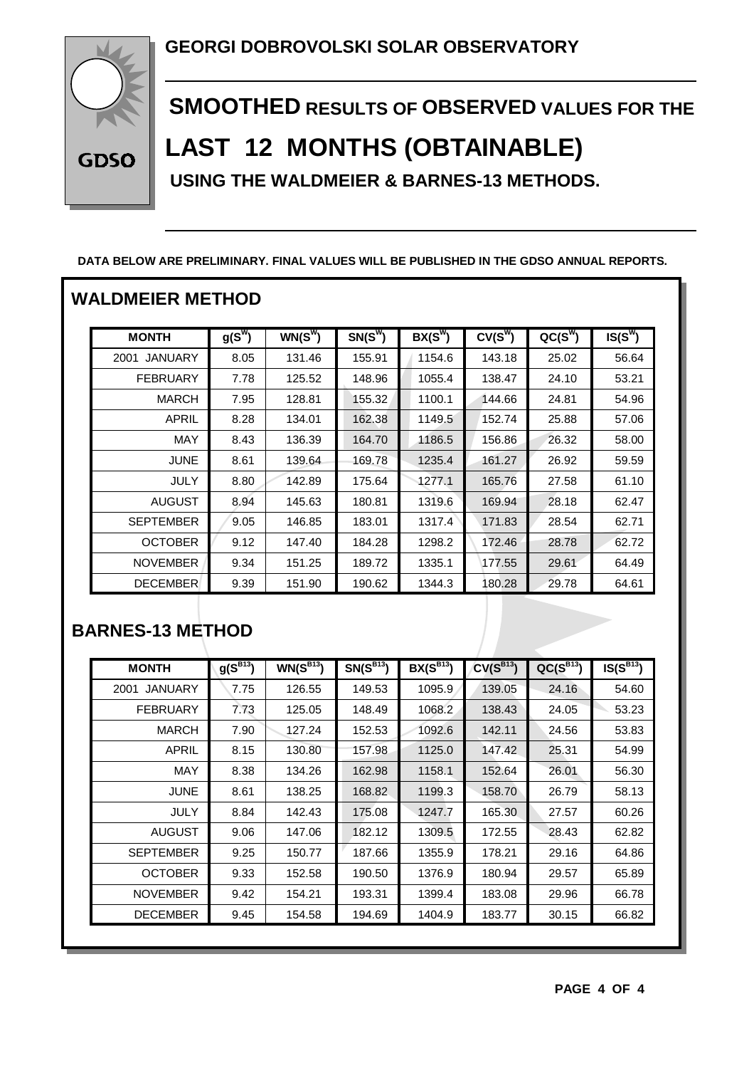**GEORGI DOBROVOLSKI SOLAR OBSERVATORY**

GDSO

# SMOOTHED RESULTS OF OBSERVED VALUES FOR THE LAST 12 MONTHS (OBTAINABLE)

## USING THE WALDMEIER & BARNES-13 METHODS.

DATA BELOW ARE PRELIMINARY. FINAL VALUES WILL BE PUBLISHED IN THE GDSO ANNUAL REPORTS.

## WALDMEIER METHOD

| MONTH | $g(S^W)$ | $WN(S^W)$ | $SN(S^W)$ | $BX(S^W)$ | $CV(S^W)$ | $QC(S^W)$ | $IS(S^W)$ |
|---|---|---|---|---|---|---|---|
| 2001 JANUARY | 8.05 | 131.46 | 155.91 | 1154.6 | 143.18 | 25.02 | 56.64 |
| FEBRUARY | 7.78 | 125.52 | 148.96 | 1055.4 | 138.47 | 24.10 | 53.21 |
| MARCH | 7.95 | 128.81 | 155.32 | 1100.1 | 144.66 | 24.81 | 54.96 |
| APRIL | 8.28 | 134.01 | 162.38 | 1149.5 | 152.74 | 25.88 | 57.06 |
| MAY | 8.43 | 136.39 | 164.70 | 1186.5 | 156.86 | 26.32 | 58.00 |
| JUNE | 8.61 | 139.64 | 169.78 | 1235.4 | 161.27 | 26.92 | 59.59 |
| JULY | 8.80 | 142.89 | 175.64 | 1277.1 | 165.76 | 27.58 | 61.10 |
| AUGUST | 8.94 | 145.63 | 180.81 | 1319.6 | 169.94 | 28.18 | 62.47 |
| SEPTEMBER | 9.05 | 146.85 | 183.01 | 1317.4 | 171.83 | 28.54 | 62.71 |
| OCTOBER | 9.12 | 147.40 | 184.28 | 1298.2 | 172.46 | 28.78 | 62.72 |
| NOVEMBER | 9.34 | 151.25 | 189.72 | 1335.1 | 177.55 | 29.61 | 64.49 |
| DECEMBER | 9.39 | 151.90 | 190.62 | 1344.3 | 180.28 | 29.78 | 64.61 |

## BARNES-13 METHOD

| MONTH | $g(S^{B13})$ | $WN(S^{B13})$ | $SN(S^{B13})$ | $BX(S^{B13})$ | $CV(S^{B13})$ | $QC(S^{B13})$ | $IS(S^{B13})$ |
|---|---|---|---|---|---|---|---|
| 2001 JANUARY | 7.75 | 126.55 | 149.53 | 1095.9 | 139.05 | 24.16 | 54.60 |
| FEBRUARY | 7.73 | 125.05 | 148.49 | 1068.2 | 138.43 | 24.05 | 53.23 |
| MARCH | 7.90 | 127.24 | 152.53 | 1092.6 | 142.11 | 24.56 | 53.83 |
| APRIL | 8.15 | 130.80 | 157.98 | 1125.0 | 147.42 | 25.31 | 54.99 |
| MAY | 8.38 | 134.26 | 162.98 | 1158.1 | 152.64 | 26.01 | 56.30 |
| JUNE | 8.61 | 138.25 | 168.82 | 1199.3 | 158.70 | 26.79 | 58.13 |
| JULY | 8.84 | 142.43 | 175.08 | 1247.7 | 165.30 | 27.57 | 60.26 |
| AUGUST | 9.06 | 147.06 | 182.12 | 1309.5 | 172.55 | 28.43 | 62.82 |
| SEPTEMBER | 9.25 | 150.77 | 187.66 | 1355.9 | 178.21 | 29.16 | 64.86 |
| OCTOBER | 9.33 | 152.58 | 190.50 | 1376.9 | 180.94 | 29.57 | 65.89 |
| NOVEMBER | 9.42 | 154.21 | 193.31 | 1399.4 | 183.08 | 29.96 | 66.78 |
| DECEMBER | 9.45 | 154.58 | 194.69 | 1404.9 | 183.77 | 30.15 | 66.82 |